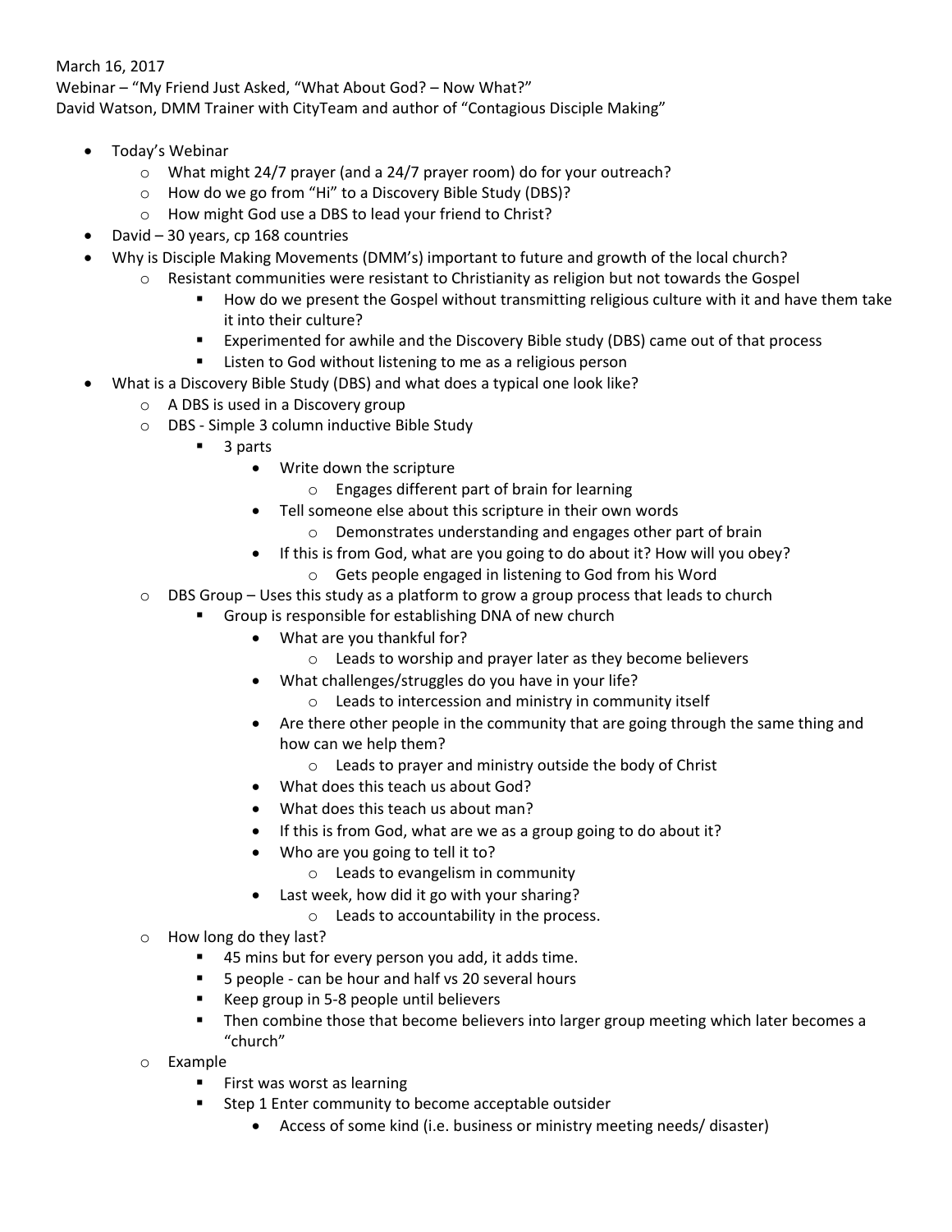March 16, 2017
Webinar – "My Friend Just Asked, "What About God? – Now What?"
David Watson, DMM Trainer with CityTeam and author of "Contagious Disciple Making"

- Today's Webinar
  - What might 24/7 prayer (and a 24/7 prayer room) do for your outreach?
  - How do we go from "Hi" to a Discovery Bible Study (DBS)?
  - How might God use a DBS to lead your friend to Christ?
- David – 30 years, cp 168 countries
- Why is Disciple Making Movements (DMM's) important to future and growth of the local church?
  - Resistant communities were resistant to Christianity as religion but not towards the Gospel
    - How do we present the Gospel without transmitting religious culture with it and have them take it into their culture?
    - Experimented for awhile and the Discovery Bible study (DBS) came out of that process
    - Listen to God without listening to me as a religious person
- What is a Discovery Bible Study (DBS) and what does a typical one look like?
  - A DBS is used in a Discovery group
  - DBS - Simple 3 column inductive Bible Study
    - 3 parts
      - Write down the scripture
        - Engages different part of brain for learning
      - Tell someone else about this scripture in their own words
        - Demonstrates understanding and engages other part of brain
      - If this is from God, what are you going to do about it? How will you obey?
        - Gets people engaged in listening to God from his Word
  - DBS Group – Uses this study as a platform to grow a group process that leads to church
    - Group is responsible for establishing DNA of new church
      - What are you thankful for?
        - Leads to worship and prayer later as they become believers
      - What challenges/struggles do you have in your life?
        - Leads to intercession and ministry in community itself
      - Are there other people in the community that are going through the same thing and how can we help them?
        - Leads to prayer and ministry outside the body of Christ
      - What does this teach us about God?
      - What does this teach us about man?
      - If this is from God, what are we as a group going to do about it?
      - Who are you going to tell it to?
        - Leads to evangelism in community
      - Last week, how did it go with your sharing?
        - Leads to accountability in the process.
  - How long do they last?
    - 45 mins but for every person you add, it adds time.
    - 5 people - can be hour and half vs 20 several hours
    - Keep group in 5-8 people until believers
    - Then combine those that become believers into larger group meeting which later becomes a "church"
  - Example
    - First was worst as learning
    - Step 1 Enter community to become acceptable outsider
      - Access of some kind (i.e. business or ministry meeting needs/ disaster)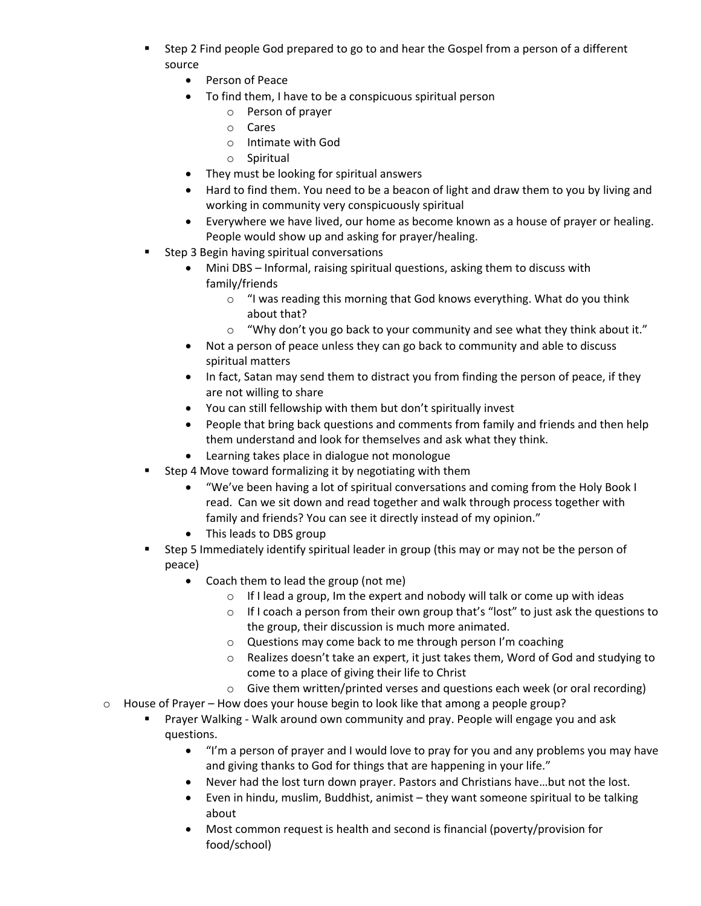- Step 2 Find people God prepared to go to and hear the Gospel from a person of a different source
      - Person of Peace
      - To find them, I have to be a conspicuous spiritual person
        - Person of prayer
        - Cares
        - Intimate with God
        - Spiritual
      - They must be looking for spiritual answers
      - Hard to find them. You need to be a beacon of light and draw them to you by living and working in community very conspicuously spiritual
      - Everywhere we have lived, our home as become known as a house of prayer or healing. People would show up and asking for prayer/healing.
    - Step 3 Begin having spiritual conversations
      - Mini DBS – Informal, raising spiritual questions, asking them to discuss with family/friends
        - "I was reading this morning that God knows everything. What do you think about that?
        - "Why don't you go back to your community and see what they think about it."
      - Not a person of peace unless they can go back to community and able to discuss spiritual matters
      - In fact, Satan may send them to distract you from finding the person of peace, if they are not willing to share
      - You can still fellowship with them but don't spiritually invest
      - People that bring back questions and comments from family and friends and then help them understand and look for themselves and ask what they think.
      - Learning takes place in dialogue not monologue
    - Step 4 Move toward formalizing it by negotiating with them
      - "We've been having a lot of spiritual conversations and coming from the Holy Book I read. Can we sit down and read together and walk through process together with family and friends? You can see it directly instead of my opinion."
      - This leads to DBS group
    - Step 5 Immediately identify spiritual leader in group (this may or may not be the person of peace)
      - Coach them to lead the group (not me)
        - If I lead a group, Im the expert and nobody will talk or come up with ideas
        - If I coach a person from their own group that's "lost" to just ask the questions to the group, their discussion is much more animated.
        - Questions may come back to me through person I'm coaching
        - Realizes doesn't take an expert, it just takes them, Word of God and studying to come to a place of giving their life to Christ
        - Give them written/printed verses and questions each week (or oral recording)
  - House of Prayer – How does your house begin to look like that among a people group?
    - Prayer Walking - Walk around own community and pray. People will engage you and ask questions.
      - "I'm a person of prayer and I would love to pray for you and any problems you may have and giving thanks to God for things that are happening in your life."
      - Never had the lost turn down prayer. Pastors and Christians have…but not the lost.
      - Even in hindu, muslim, Buddhist, animist – they want someone spiritual to be talking about
      - Most common request is health and second is financial (poverty/provision for food/school)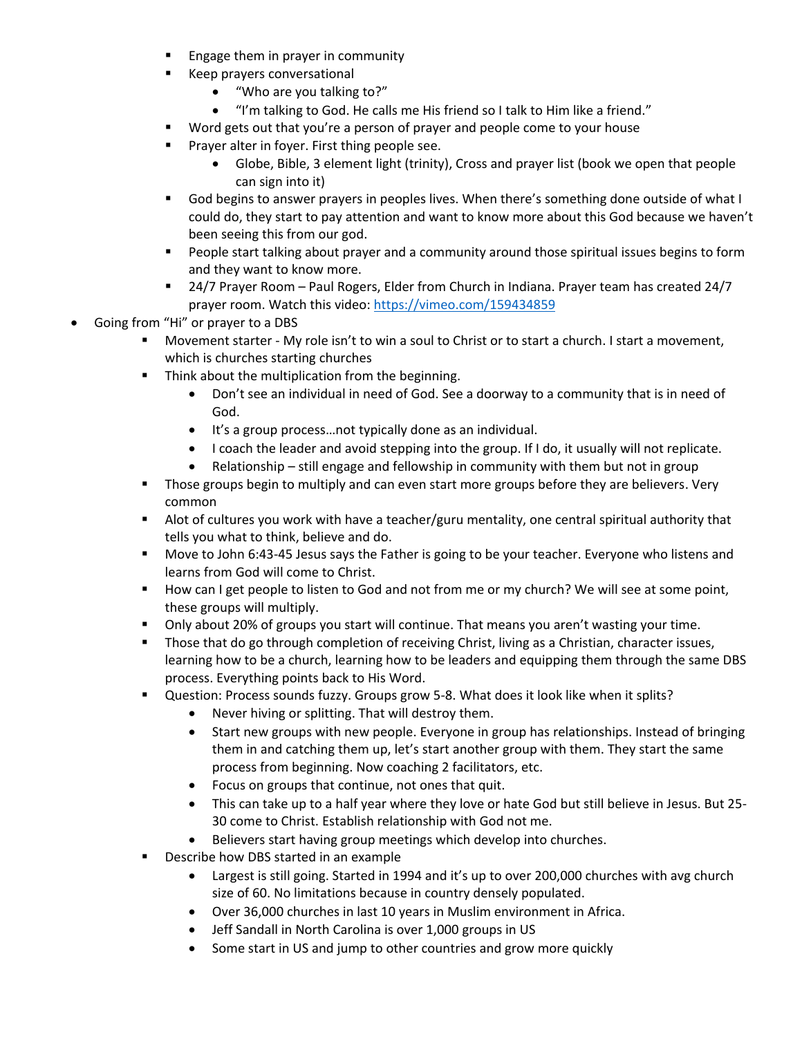- Engage them in prayer in community
- Keep prayers conversational
  - "Who are you talking to?"
  - "I'm talking to God. He calls me His friend so I talk to Him like a friend."
- Word gets out that you're a person of prayer and people come to your house
- Prayer alter in foyer. First thing people see.
  - Globe, Bible, 3 element light (trinity), Cross and prayer list (book we open that people can sign into it)
- God begins to answer prayers in peoples lives. When there's something done outside of what I could do, they start to pay attention and want to know more about this God because we haven't been seeing this from our god.
- People start talking about prayer and a community around those spiritual issues begins to form and they want to know more.
- 24/7 Prayer Room – Paul Rogers, Elder from Church in Indiana. Prayer team has created 24/7 prayer room. Watch this video: [https://vimeo.com/159434859](https://vimeo.com/159434859)

- Going from "Hi" or prayer to a DBS
  - Movement starter - My role isn't to win a soul to Christ or to start a church. I start a movement, which is churches starting churches
  - Think about the multiplication from the beginning.
    - Don't see an individual in need of God. See a doorway to a community that is in need of God.
    - It's a group process…not typically done as an individual.
    - I coach the leader and avoid stepping into the group. If I do, it usually will not replicate.
    - Relationship – still engage and fellowship in community with them but not in group
  - Those groups begin to multiply and can even start more groups before they are believers. Very common
  - Alot of cultures you work with have a teacher/guru mentality, one central spiritual authority that tells you what to think, believe and do.
  - Move to John 6:43-45 Jesus says the Father is going to be your teacher. Everyone who listens and learns from God will come to Christ.
  - How can I get people to listen to God and not from me or my church? We will see at some point, these groups will multiply.
  - Only about 20% of groups you start will continue. That means you aren't wasting your time.
  - Those that do go through completion of receiving Christ, living as a Christian, character issues, learning how to be a church, learning how to be leaders and equipping them through the same DBS process. Everything points back to His Word.
  - Question: Process sounds fuzzy. Groups grow 5-8. What does it look like when it splits?
    - Never hiving or splitting. That will destroy them.
    - Start new groups with new people. Everyone in group has relationships. Instead of bringing them in and catching them up, let's start another group with them. They start the same process from beginning. Now coaching 2 facilitators, etc.
    - Focus on groups that continue, not ones that quit.
    - This can take up to a half year where they love or hate God but still believe in Jesus. But 25-30 come to Christ. Establish relationship with God not me.
    - Believers start having group meetings which develop into churches.
  - Describe how DBS started in an example
    - Largest is still going. Started in 1994 and it's up to over 200,000 churches with avg church size of 60. No limitations because in country densely populated.
    - Over 36,000 churches in last 10 years in Muslim environment in Africa.
    - Jeff Sandall in North Carolina is over 1,000 groups in US
    - Some start in US and jump to other countries and grow more quickly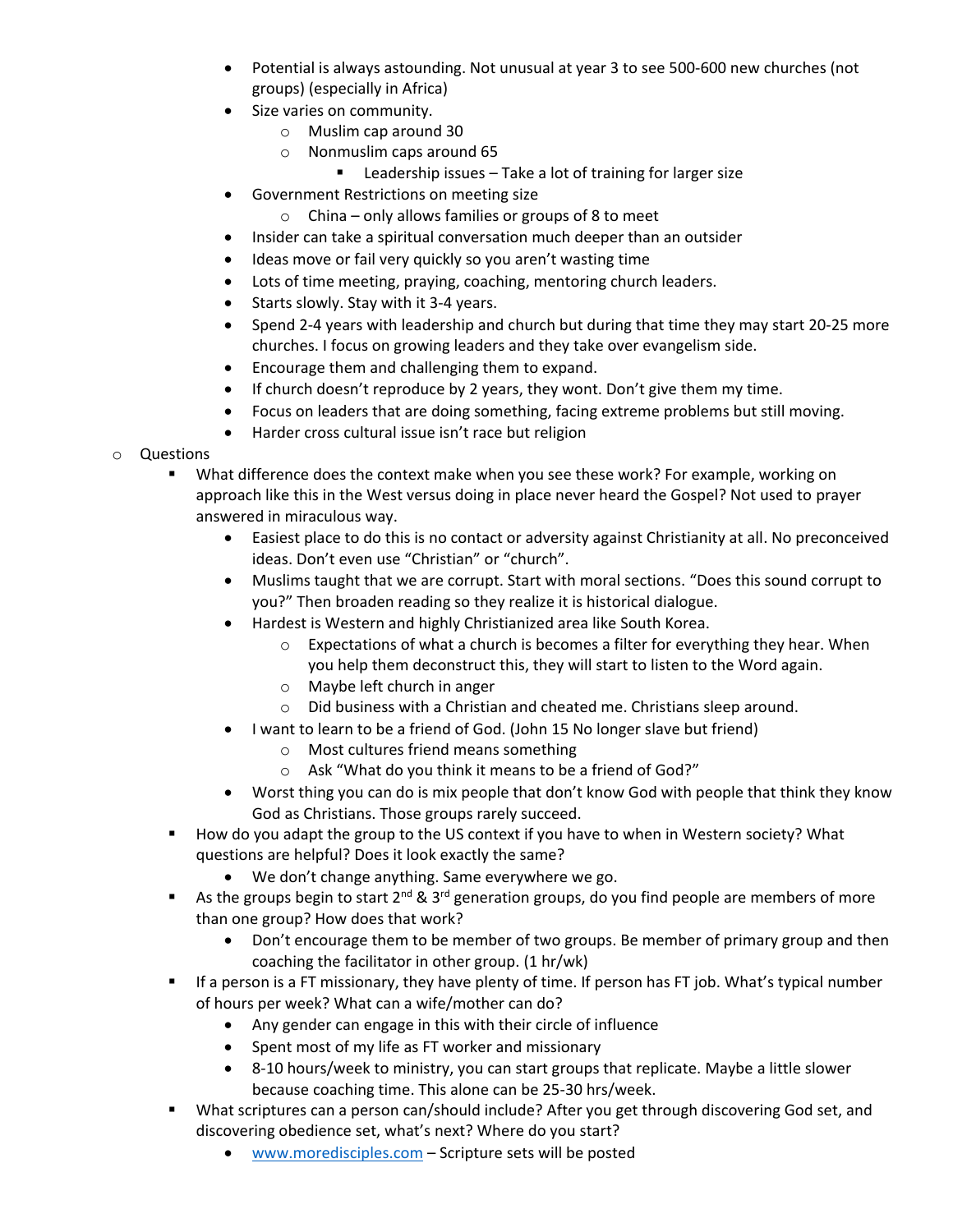- Potential is always astounding. Not unusual at year 3 to see 500-600 new churches (not groups) (especially in Africa)
- Size varies on community.
  - Muslim cap around 30
  - Nonmuslim caps around 65
    - Leadership issues – Take a lot of training for larger size
- Government Restrictions on meeting size
  - China – only allows families or groups of 8 to meet
- Insider can take a spiritual conversation much deeper than an outsider
- Ideas move or fail very quickly so you aren't wasting time
- Lots of time meeting, praying, coaching, mentoring church leaders.
- Starts slowly. Stay with it 3-4 years.
- Spend 2-4 years with leadership and church but during that time they may start 20-25 more churches. I focus on growing leaders and they take over evangelism side.
- Encourage them and challenging them to expand.
- If church doesn't reproduce by 2 years, they wont. Don't give them my time.
- Focus on leaders that are doing something, facing extreme problems but still moving.
- Harder cross cultural issue isn't race but religion

- Questions
  - What difference does the context make when you see these work? For example, working on approach like this in the West versus doing in place never heard the Gospel? Not used to prayer answered in miraculous way.
    - Easiest place to do this is no contact or adversity against Christianity at all. No preconceived ideas. Don't even use "Christian" or "church".
    - Muslims taught that we are corrupt. Start with moral sections. "Does this sound corrupt to you?" Then broaden reading so they realize it is historical dialogue.
    - Hardest is Western and highly Christianized area like South Korea.
      - Expectations of what a church is becomes a filter for everything they hear. When you help them deconstruct this, they will start to listen to the Word again.
      - Maybe left church in anger
      - Did business with a Christian and cheated me. Christians sleep around.
    - I want to learn to be a friend of God. (John 15 No longer slave but friend)
      - Most cultures friend means something
      - Ask "What do you think it means to be a friend of God?"
    - Worst thing you can do is mix people that don't know God with people that think they know God as Christians. Those groups rarely succeed.
  - How do you adapt the group to the US context if you have to when in Western society? What questions are helpful? Does it look exactly the same?
    - We don't change anything. Same everywhere we go.
  - As the groups begin to start 2nd & 3rd generation groups, do you find people are members of more than one group? How does that work?
    - Don't encourage them to be member of two groups. Be member of primary group and then coaching the facilitator in other group. (1 hr/wk)
  - If a person is a FT missionary, they have plenty of time. If person has FT job. What's typical number of hours per week? What can a wife/mother can do?
    - Any gender can engage in this with their circle of influence
    - Spent most of my life as FT worker and missionary
    - 8-10 hours/week to ministry, you can start groups that replicate. Maybe a little slower because coaching time. This alone can be 25-30 hrs/week.
  - What scriptures can a person can/should include? After you get through discovering God set, and discovering obedience set, what's next? Where do you start?
    - www.moredisciples.com – Scripture sets will be posted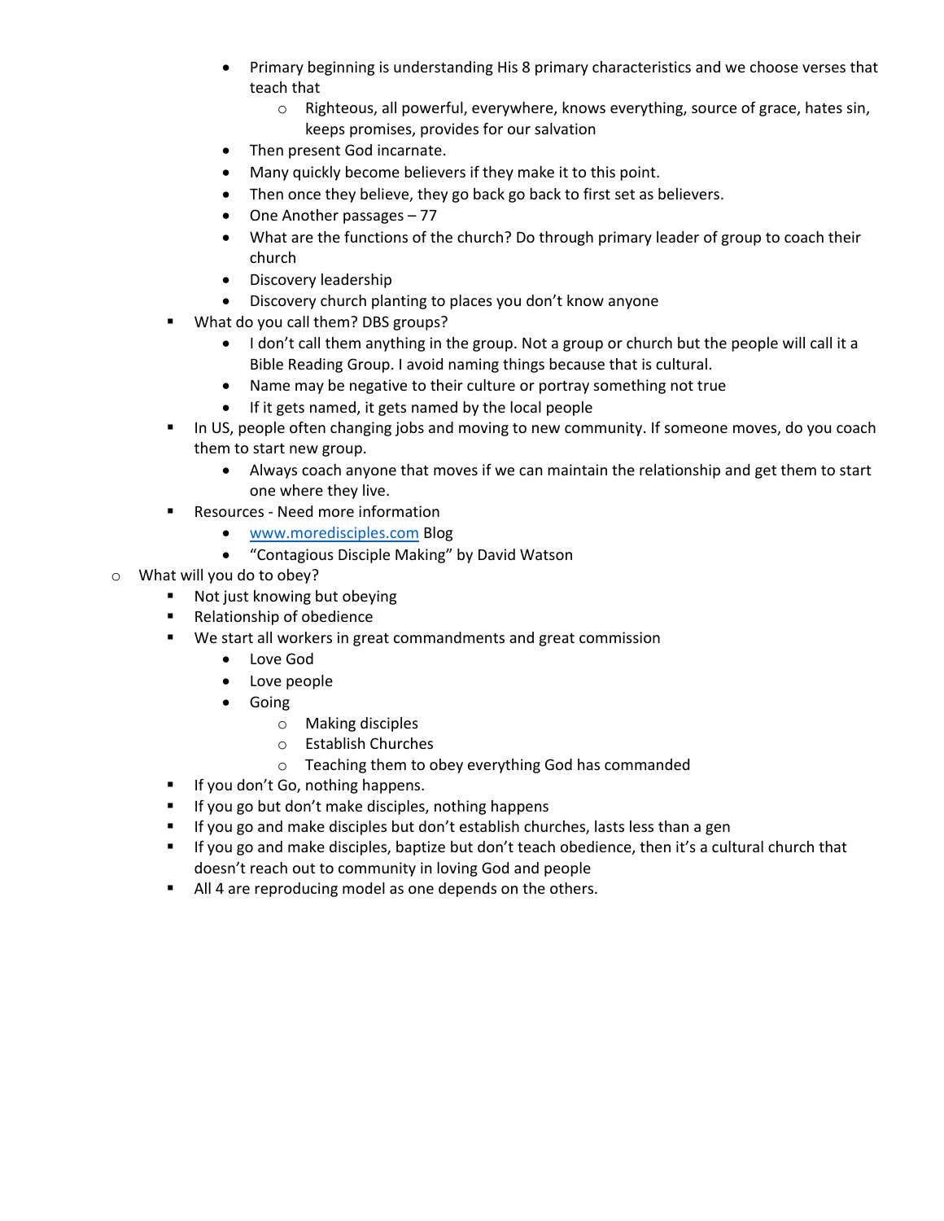- Primary beginning is understanding His 8 primary characteristics and we choose verses that teach that
        - Righteous, all powerful, everywhere, knows everything, source of grace, hates sin, keeps promises, provides for our salvation
      - Then present God incarnate.
      - Many quickly become believers if they make it to this point.
      - Then once they believe, they go back go back to first set as believers.
      - One Another passages – 77
      - What are the functions of the church? Do through primary leader of group to coach their church
      - Discovery leadership
      - Discovery church planting to places you don't know anyone
    - What do you call them? DBS groups?
      - I don't call them anything in the group. Not a group or church but the people will call it a Bible Reading Group. I avoid naming things because that is cultural.
      - Name may be negative to their culture or portray something not true
      - If it gets named, it gets named by the local people
    - In US, people often changing jobs and moving to new community. If someone moves, do you coach them to start new group.
      - Always coach anyone that moves if we can maintain the relationship and get them to start one where they live.
    - Resources - Need more information
      - [www.moredisciples.com](http://www.moredisciples.com) Blog
      - "Contagious Disciple Making" by David Watson
  - What will you do to obey?
    - Not just knowing but obeying
    - Relationship of obedience
    - We start all workers in great commandments and great commission
      - Love God
      - Love people
      - Going
        - Making disciples
        - Establish Churches
        - Teaching them to obey everything God has commanded
    - If you don't Go, nothing happens.
    - If you go but don't make disciples, nothing happens
    - If you go and make disciples but don't establish churches, lasts less than a gen
    - If you go and make disciples, baptize but don't teach obedience, then it's a cultural church that doesn't reach out to community in loving God and people
    - All 4 are reproducing model as one depends on the others.